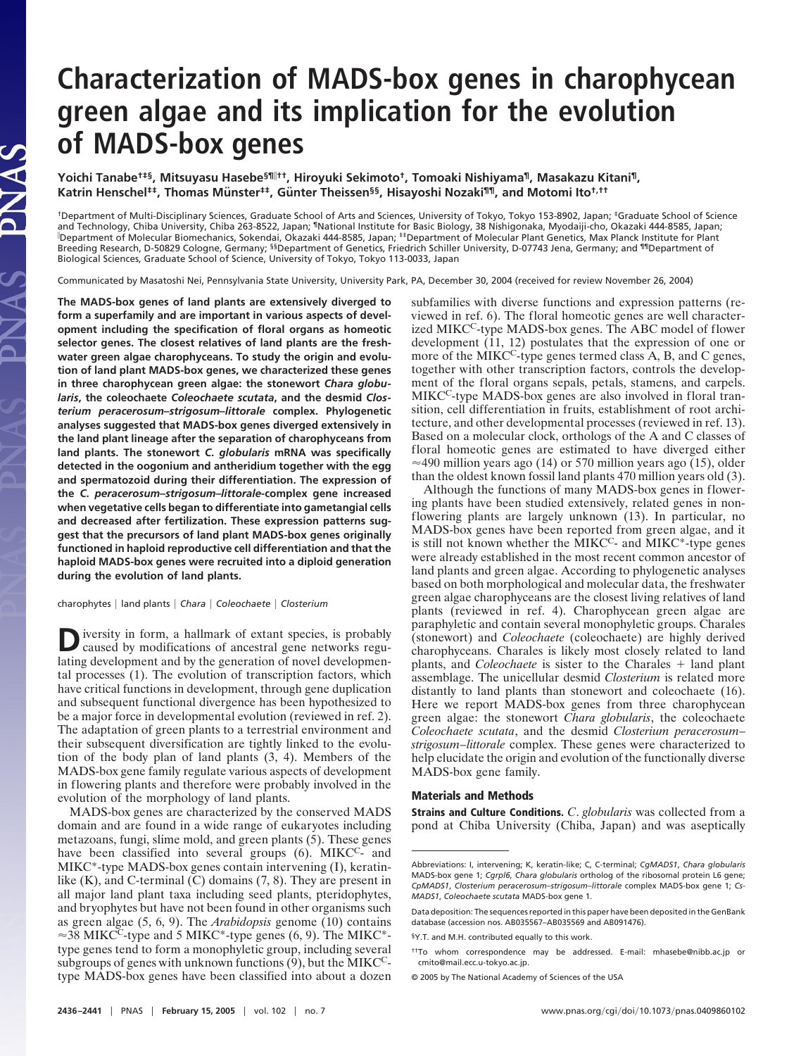# Characterization of MADS-box genes in charophycean green algae and its implication for the evolution of MADS-box genes

**Yoichi Tanabe[†‡§], Mitsuyasu Hasebe[§¶‖††], Hiroyuki Sekimoto[†], Tomoaki Nishiyama[¶], Masakazu Kitani[¶], Katrin Henschel[‡‡], Thomas Münster[‡‡], Günter Theissen[§§], Hisayoshi Nozaki[¶¶], and Motomi Ito[†,††]**

[†]Department of Multi-Disciplinary Sciences, Graduate School of Arts and Sciences, University of Tokyo, Tokyo 153-8902, Japan; [‡]Graduate School of Science and Technology, Chiba University, Chiba 263-8522, Japan; [¶]National Institute for Basic Biology, 38 Nishigonaka, Myodaiji-cho, Okazaki 444-8585, Japan; [‖]Department of Molecular Biomechanics, Sokendai, Okazaki 444-8585, Japan; [‡‡]Department of Molecular Plant Genetics, Max Planck Institute for Plant Breeding Research, D-50829 Cologne, Germany; [§§]Department of Genetics, Friedrich Schiller University, D-07743 Jena, Germany; and [¶¶]Department of Biological Sciences, Graduate School of Science, University of Tokyo, Tokyo 113-0033, Japan

Communicated by Masatoshi Nei, Pennsylvania State University, University Park, PA, December 30, 2004 (received for review November 26, 2004)

**The MADS-box genes of land plants are extensively diverged to form a superfamily and are important in various aspects of development including the specification of floral organs as homeotic selector genes. The closest relatives of land plants are the freshwater green algae charophyceans. To study the origin and evolution of land plant MADS-box genes, we characterized these genes in three charophycean green algae: the stonewort *Chara globularis*, the coleochaete *Coleochaete scutata*, and the desmid *Closterium peracerosum–strigosum–littorale* complex. Phylogenetic analyses suggested that MADS-box genes diverged extensively in the land plant lineage after the separation of charophyceans from land plants. The stonewort *C. globularis* mRNA was specifically detected in the oogonium and antheridium together with the egg and spermatozoid during their differentiation. The expression of the *C. peracerosum–strigosum–littorale*-complex gene increased when vegetative cells began to differentiate into gametangial cells and decreased after fertilization. These expression patterns suggest that the precursors of land plant MADS-box genes originally functioned in haploid reproductive cell differentiation and that the haploid MADS-box genes were recruited into a diploid generation during the evolution of land plants.**

charophytes | land plants | *Chara* | *Coleochaete* | *Closterium*

Diversity in form, a hallmark of extant species, is probably caused by modifications of ancestral gene networks regulating development and by the generation of novel developmental processes (1). The evolution of transcription factors, which have critical functions in development, through gene duplication and subsequent functional divergence has been hypothesized to be a major force in developmental evolution (reviewed in ref. 2). The adaptation of green plants to a terrestrial environment and their subsequent diversification are tightly linked to the evolution of the body plan of land plants (3, 4). Members of the MADS-box gene family regulate various aspects of development in flowering plants and therefore were probably involved in the evolution of the morphology of land plants.

MADS-box genes are characterized by the conserved MADS domain and are found in a wide range of eukaryotes including metazoans, fungi, slime mold, and green plants (5). These genes have been classified into several groups (6). MIKC$^C$- and MIKC*-type MADS-box genes contain intervening (I), keratin-like (K), and C-terminal (C) domains (7, 8). They are present in all major land plant taxa including seed plants, pteridophytes, and bryophytes but have not been found in other organisms such as green algae (5, 6, 9). The *Arabidopsis* genome (10) contains ≈38 MIKC$^C$-type and 5 MIKC*-type genes (6, 9). The MIKC*-type genes tend to form a monophyletic group, including several subgroups of genes with unknown functions (9), but the MIKC$^C$-type MADS-box genes have been classified into about a dozen subfamilies with diverse functions and expression patterns (reviewed in ref. 6). The floral homeotic genes are well characterized MIKC$^C$-type MADS-box genes. The ABC model of flower development (11, 12) postulates that the expression of one or more of the MIKC$^C$-type genes termed class A, B, and C genes, together with other transcription factors, controls the development of the floral organs sepals, petals, stamens, and carpels. MIKC$^C$-type MADS-box genes are also involved in floral transition, cell differentiation in fruits, establishment of root architecture, and other developmental processes (reviewed in ref. 13). Based on a molecular clock, orthologs of the A and C classes of floral homeotic genes are estimated to have diverged either ≈490 million years ago (14) or 570 million years ago (15), older than the oldest known fossil land plants 470 million years old (3).

Although the functions of many MADS-box genes in flowering plants have been studied extensively, related genes in nonflowering plants are largely unknown (13). In particular, no MADS-box genes have been reported from green algae, and it is still not known whether the MIKC$^C$- and MIKC*-type genes were already established in the most recent common ancestor of land plants and green algae. According to phylogenetic analyses based on both morphological and molecular data, the freshwater green algae charophyceans are the closest living relatives of land plants (reviewed in ref. 4). Charophycean green algae are paraphyletic and contain several monophyletic groups. Charales (stonewort) and *Coleochaete* (coleochaete) are highly derived charophyceans. Charales is likely most closely related to land plants, and *Coleochaete* is sister to the Charales + land plant assemblage. The unicellular desmid *Closterium* is related more distantly to land plants than stonewort and coleochaete (16). Here we report MADS-box genes from three charophycean green algae: the stonewort *Chara globularis*, the coleochaete *Coleochaete scutata*, and the desmid *Closterium peracerosum–strigosum–littorale* complex. These genes were characterized to help elucidate the origin and evolution of the functionally diverse MADS-box gene family.

## Materials and Methods

**Strains and Culture Conditions.** *C. globularis* was collected from a pond at Chiba University (Chiba, Japan) and was aseptically

---

Abbreviations: I, intervening; K, keratin-like; C, C-terminal; *CgMADS1*, *Chara globularis* MADS-box gene 1; *Cgrpl6*, *Chara globularis* ortholog of the ribosomal protein L6 gene; *CpMADS1*, *Closterium peracerosum–strigosum–littorale* complex MADS-box gene 1; *CsMADS1*, *Coleochaete scutata* MADS-box gene 1.

Data deposition: The sequences reported in this paper have been deposited in the GenBank database (accession nos. AB035567–AB035569 and AB091476).

[§]Y.T. and M.H. contributed equally to this work.

[††]To whom correspondence may be addressed. E-mail: mhasebe@nibb.ac.jp or cmito@mail.ecc.u-tokyo.ac.jp.

© 2005 by The National Academy of Sciences of the USA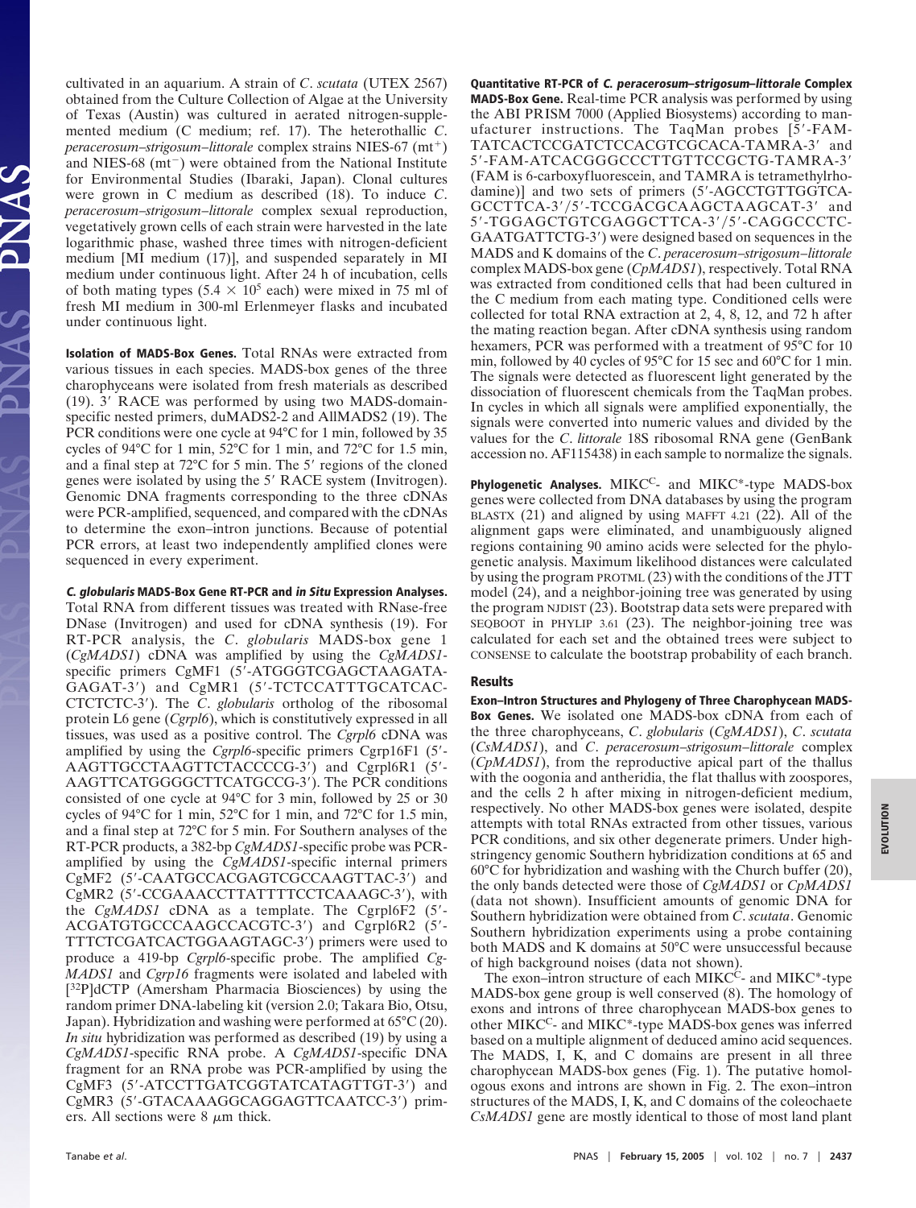cultivated in an aquarium. A strain of *C. scutata* (UTEX 2567) obtained from the Culture Collection of Algae at the University of Texas (Austin) was cultured in aerated nitrogen-supplemented medium (C medium; ref. 17). The heterothallic *C. peracerosum–strigosum–littorale* complex strains NIES-67 (mt$^+$) and NIES-68 (mt$^-$) were obtained from the National Institute for Environmental Studies (Ibaraki, Japan). Clonal cultures were grown in C medium as described (18). To induce *C. peracerosum–strigosum–littorale* complex sexual reproduction, vegetatively grown cells of each strain were harvested in the late logarithmic phase, washed three times with nitrogen-deficient medium [MI medium (17)], and suspended separately in MI medium under continuous light. After 24 h of incubation, cells of both mating types ($5.4 \times 10^5$ each) were mixed in 75 ml of fresh MI medium in 300-ml Erlenmeyer flasks and incubated under continuous light.

**Isolation of MADS-Box Genes.** Total RNAs were extracted from various tissues in each species. MADS-box genes of the three charophyceans were isolated from fresh materials as described (19). 3′ RACE was performed by using two MADS-domain-specific nested primers, duMADS2-2 and AllMADS2 (19). The PCR conditions were one cycle at 94°C for 1 min, followed by 35 cycles of 94°C for 1 min, 52°C for 1 min, and 72°C for 1.5 min, and a final step at 72°C for 5 min. The 5′ regions of the cloned genes were isolated by using the 5′ RACE system (Invitrogen). Genomic DNA fragments corresponding to the three cDNAs were PCR-amplified, sequenced, and compared with the cDNAs to determine the exon–intron junctions. Because of potential PCR errors, at least two independently amplified clones were sequenced in every experiment.

***C. globularis* MADS-Box Gene RT-PCR and *in Situ* Expression Analyses.** Total RNA from different tissues was treated with RNase-free DNase (Invitrogen) and used for cDNA synthesis (19). For RT-PCR analysis, the *C. globularis* MADS-box gene 1 (*CgMADS1*) cDNA was amplified by using the *CgMADS1*-specific primers CgMF1 (5′-ATGGGTCGAGCTAAGATAGAGAT-3′) and CgMR1 (5′-TCTCCATTTGCATCACCTCTCTC-3′). The *C. globularis* ortholog of the ribosomal protein L6 gene (*Cgrpl6*), which is constitutively expressed in all tissues, was used as a positive control. The *Cgrpl6* cDNA was amplified by using the *Cgrpl6*-specific primers Cgrp16F1 (5′-AAGTTGCCTAAGTTCTACCCCG-3′) and Cgrpl6R1 (5′-AAGTTCATGGGGCTTCATGCCG-3′). The PCR conditions consisted of one cycle at 94°C for 3 min, followed by 25 or 30 cycles of 94°C for 1 min, 52°C for 1 min, and 72°C for 1.5 min, and a final step at 72°C for 5 min. For Southern analyses of the RT-PCR products, a 382-bp *CgMADS1*-specific probe was PCR-amplified by using the *CgMADS1*-specific internal primers CgMF2 (5′-CAATGCCACGAGTCGCCAAGTTAC-3′) and CgMR2 (5′-CCGAAACCTTATTTTCCTCAAAGC-3′), with the *CgMADS1* cDNA as a template. The Cgrpl6F2 (5′-ACGATGTGCCCAAGCCACGTC-3′) and Cgrpl6R2 (5′-TTTCTCGATCACTGGAAGTAGC-3′) primers were used to produce a 419-bp *Cgrpl6*-specific probe. The amplified *CgMADS1* and *Cgrp16* fragments were isolated and labeled with [$^{32}$P]dCTP (Amersham Pharmacia Biosciences) by using the random primer DNA-labeling kit (version 2.0; Takara Bio, Otsu, Japan). Hybridization and washing were performed at 65°C (20). *In situ* hybridization was performed as described (19) by using a *CgMADS1*-specific RNA probe. A *CgMADS1*-specific DNA fragment for an RNA probe was PCR-amplified by using the CgMF3 (5′-ATCCTTGATCGGTATCATAGTTGT-3′) and CgMR3 (5′-GTACAAAGGCAGGAGTTCAATCC-3′) primers. All sections were 8 μm thick.

**Quantitative RT-PCR of *C. peracerosum–strigosum–littorale* Complex MADS-Box Gene.** Real-time PCR analysis was performed by using the ABI PRISM 7000 (Applied Biosystems) according to manufacturer instructions. The TaqMan probes [5′-FAM-TATCACTCCGATCTCCACGTCGCACA-TAMRA-3′ and 5′-FAM-ATCACGGGCCCTTGTTCCGCTG-TAMRA-3′ (FAM is 6-carboxyfluorescein, and TAMRA is tetramethylrhodamine)] and two sets of primers (5′-AGCCTGTTGGTCAGCCTTCA-3′/5′-TCCGACGCAAGCTAAGCAT-3′ and 5′-TGGAGCTGTCGAGGCTTCA-3′/5′-CAGGCCCTCGAATGATTCTG-3′) were designed based on sequences in the MADS and K domains of the *C. peracerosum–strigosum–littorale* complex MADS-box gene (*CpMADS1*), respectively. Total RNA was extracted from conditioned cells that had been cultured in the C medium from each mating type. Conditioned cells were collected for total RNA extraction at 2, 4, 8, 12, and 72 h after the mating reaction began. After cDNA synthesis using random hexamers, PCR was performed with a treatment of 95°C for 10 min, followed by 40 cycles of 95°C for 15 sec and 60°C for 1 min. The signals were detected as fluorescent light generated by the dissociation of fluorescent chemicals from the TaqMan probes. In cycles in which all signals were amplified exponentially, the signals were converted into numeric values and divided by the values for the *C. littorale* 18S ribosomal RNA gene (GenBank accession no. AF115438) in each sample to normalize the signals.

**Phylogenetic Analyses.** MIKC$^C$- and MIKC*-type MADS-box genes were collected from DNA databases by using the program BLASTX (21) and aligned by using MAFFT 4.21 (22). All of the alignment gaps were eliminated, and unambiguously aligned regions containing 90 amino acids were selected for the phylogenetic analysis. Maximum likelihood distances were calculated by using the program PROTML (23) with the conditions of the JTT model (24), and a neighbor-joining tree was generated by using the program NJDIST (23). Bootstrap data sets were prepared with SEQBOOT in PHYLIP 3.61 (23). The neighbor-joining tree was calculated for each set and the obtained trees were subject to CONSENSE to calculate the bootstrap probability of each branch.

## Results

**Exon–Intron Structures and Phylogeny of Three Charophycean MADS-Box Genes.** We isolated one MADS-box cDNA from each of the three charophyceans, *C. globularis* (*CgMADS1*), *C. scutata* (*CsMADS1*), and *C. peracerosum–strigosum–littorale* complex (*CpMADS1*), from the reproductive apical part of the thallus with the oogonia and antheridia, the flat thallus with zoospores, and the cells 2 h after mixing in nitrogen-deficient medium, respectively. No other MADS-box genes were isolated, despite attempts with total RNAs extracted from other tissues, various PCR conditions, and six other degenerate primers. Under high-stringency genomic Southern hybridization conditions at 65 and 60°C for hybridization and washing with the Church buffer (20), the only bands detected were those of *CgMADS1* or *CpMADS1* (data not shown). Insufficient amounts of genomic DNA for Southern hybridization were obtained from *C. scutata*. Genomic Southern hybridization experiments using a probe containing both MADS and K domains at 50°C were unsuccessful because of high background noises (data not shown).

The exon–intron structure of each MIKC$^C$- and MIKC*-type MADS-box gene group is well conserved (8). The homology of exons and introns of three charophycean MADS-box genes to other MIKC$^C$- and MIKC*-type MADS-box genes was inferred based on a multiple alignment of deduced amino acid sequences. The MADS, I, K, and C domains are present in all three charophycean MADS-box genes (Fig. 1). The putative homologous exons and introns are shown in Fig. 2. The exon–intron structures of the MADS, I, K, and C domains of the coleochaete *CsMADS1* gene are mostly identical to those of most land plant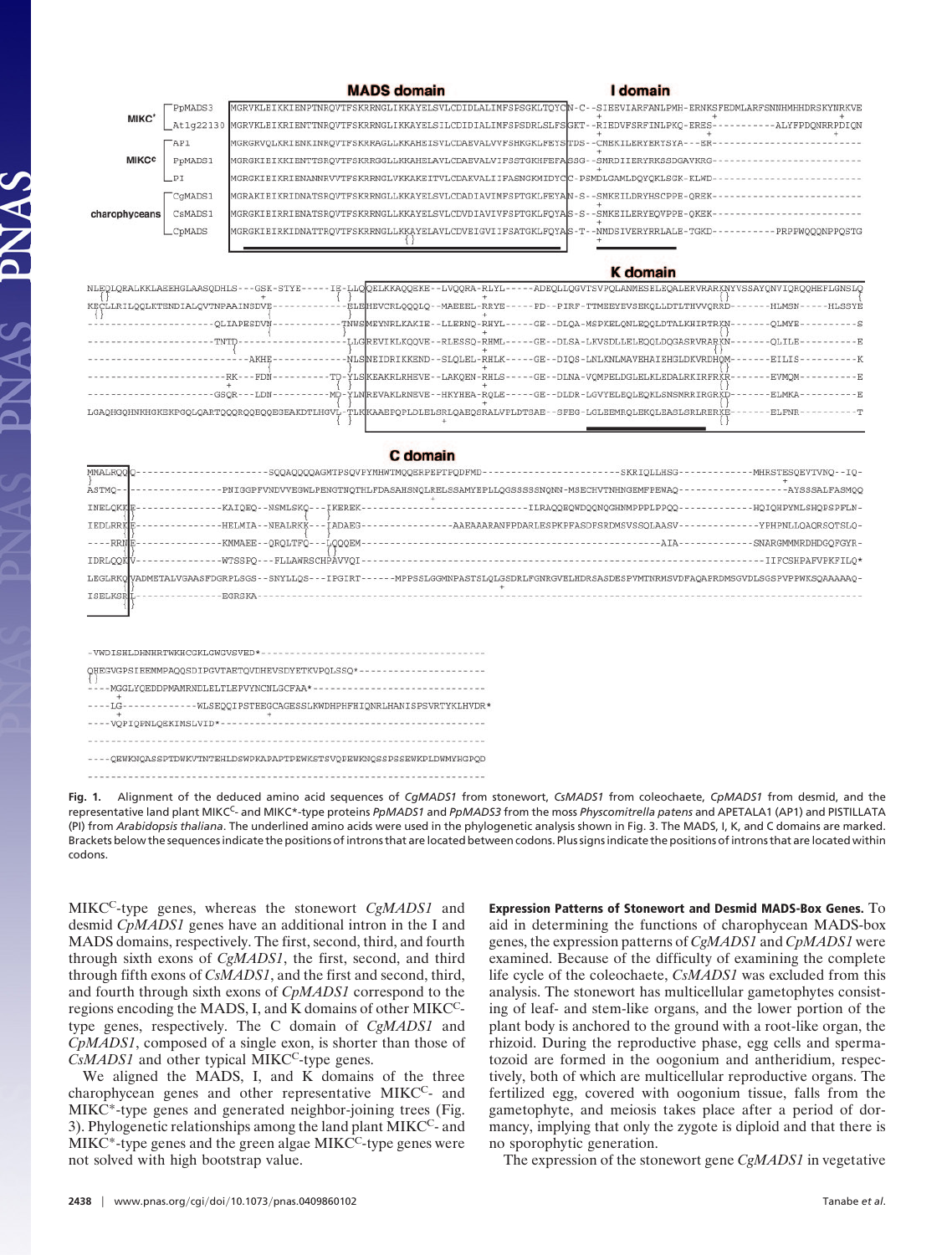**Fig. 1.** Alignment of the deduced amino acid sequences of *CgMADS1* from stonewort, *CsMADS1* from coleochaete, *CpMADS1* from desmid, and the representative land plant MIKC$^{C}$- and MIKC*-type proteins *PpMADS1* and *PpMADS3* from the moss *Physcomitrella patens* and APETALA1 (AP1) and PISTILLATA (PI) from *Arabidopsis thaliana*. The underlined amino acids were used in the phylogenetic analysis shown in Fig. 3. The MADS, I, K, and C domains are marked. Brackets below the sequences indicate the positions of introns that are located between codons. Plus signs indicate the positions of introns that are located within codons.

MIKC$^{C}$-type genes, whereas the stonewort *CgMADS1* and desmid *CpMADS1* genes have an additional intron in the I and MADS domains, respectively. The first, second, third, and fourth through sixth exons of *CgMADS1*, the first, second, and third through fifth exons of *CsMADS1*, and the first and second, third, and fourth through sixth exons of *CpMADS1* correspond to the regions encoding the MADS, I, and K domains of other MIKC$^{C}$-type genes, respectively. The C domain of *CgMADS1* and *CpMADS1*, composed of a single exon, is shorter than those of *CsMADS1* and other typical MIKC$^{C}$-type genes.

We aligned the MADS, I, and K domains of the three charophycean genes and other representative MIKC$^{C}$- and MIKC*-type genes and generated neighbor-joining trees (Fig. 3). Phylogenetic relationships among the land plant MIKC$^{C}$- and MIKC*-type genes and the green algae MIKC$^{C}$-type genes were not solved with high bootstrap value.

**Expression Patterns of Stonewort and Desmid MADS-Box Genes.** To aid in determining the functions of charophycean MADS-box genes, the expression patterns of *CgMADS1* and *CpMADS1* were examined. Because of the difficulty of examining the complete life cycle of the coleochaete, *CsMADS1* was excluded from this analysis. The stonewort has multicellular gametophytes consisting of leaf- and stem-like organs, and the lower portion of the plant body is anchored to the ground with a root-like organ, the rhizoid. During the reproductive phase, egg cells and spermatozoid are formed in the oogonium and antheridium, respectively, both of which are multicellular reproductive organs. The fertilized egg, covered with oogonium tissue, falls from the gametophyte, and meiosis takes place after a period of dormancy, implying that only the zygote is diploid and that there is no sporophytic generation.

The expression of the stonewort gene *CgMADS1* in vegetative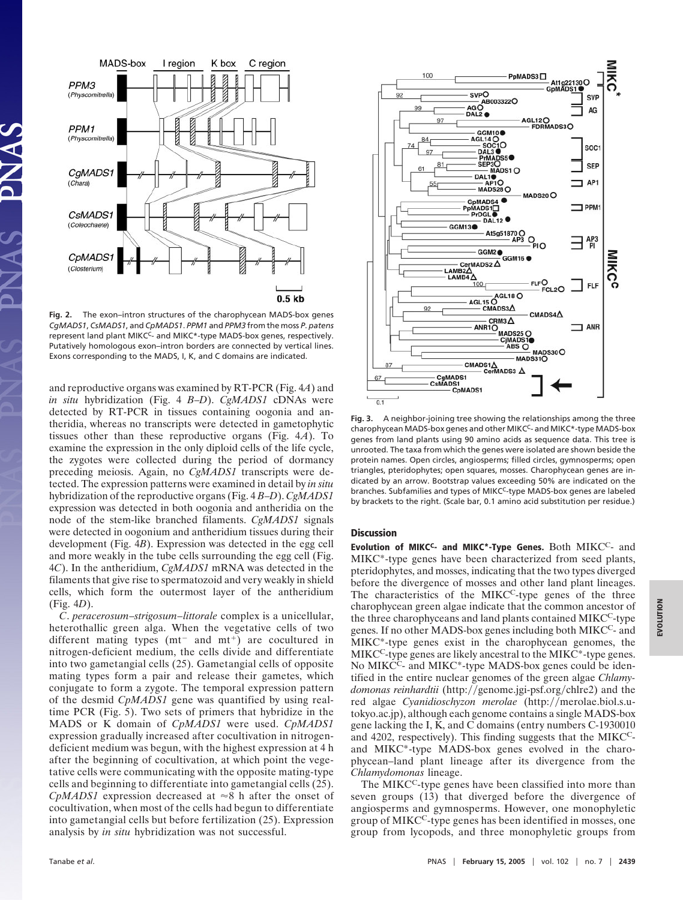Fig. 2. The exon–intron structures of the charophycean MADS-box genes *CgMADS1*, *CsMADS1*, and *CpMADS1*. *PPM1* and *PPM3* from the moss *P. patens* represent land plant MIKC$^C$- and MIKC*-type MADS-box genes, respectively. Putatively homologous exon–intron borders are connected by vertical lines. Exons corresponding to the MADS, I, K, and C domains are indicated.

and reproductive organs was examined by RT-PCR (Fig. 4*A*) and *in situ* hybridization (Fig. 4 *B*–*D*). *CgMADS1* cDNAs were detected by RT-PCR in tissues containing oogonia and antheridia, whereas no transcripts were detected in gametophytic tissues other than these reproductive organs (Fig. 4*A*). To examine the expression in the only diploid cells of the life cycle, the zygotes were collected during the period of dormancy preceding meiosis. Again, no *CgMADS1* transcripts were detected. The expression patterns were examined in detail by *in situ* hybridization of the reproductive organs (Fig. 4 *B*–*D*). *CgMADS1* expression was detected in both oogonia and antheridia on the node of the stem-like branched filaments. *CgMADS1* signals were detected in oogonium and antheridium tissues during their development (Fig. 4*B*). Expression was detected in the egg cell and more weakly in the tube cells surrounding the egg cell (Fig. 4*C*). In the antheridium, *CgMADS1* mRNA was detected in the filaments that give rise to spermatozoid and very weakly in shield cells, which form the outermost layer of the antheridium (Fig. 4*D*).

*C. peracerosum–strigosum–littorale* complex is a unicellular, heterothallic green alga. When the vegetative cells of two different mating types ($mt^-$ and $mt^+$) are cocultured in nitrogen-deficient medium, the cells divide and differentiate into two gametangial cells (25). Gametangial cells of opposite mating types form a pair and release their gametes, which conjugate to form a zygote. The temporal expression pattern of the desmid *CpMADS1* gene was quantified by using real-time PCR (Fig. 5). Two sets of primers that hybridize in the MADS or K domain of *CpMADS1* were used. *CpMADS1* expression gradually increased after coculitvation in nitrogen-deficient medium was begun, with the highest expression at 4 h after the beginning of cocultivation, at which point the vegetative cells were communicating with the opposite mating-type cells and beginning to differentiate into gametangial cells (25). *CpMADS1* expression decreased at ≈8 h after the onset of cocultivation, when most of the cells had begun to differentiate into gametangial cells but before fertilization (25). Expression analysis by *in situ* hybridization was not successful.

Fig. 3. A neighbor-joining tree showing the relationships among the three charophycean MADS-box genes and other MIKC$^C$- and MIKC*-type MADS-box genes from land plants using 90 amino acids as sequence data. This tree is unrooted. The taxa from which the genes were isolated are shown beside the protein names. Open circles, angiosperms; filled circles, gymnosperms; open triangles, pteridophytes; open squares, mosses. Charophycean genes are indicated by an arrow. Bootstrap values exceeding 50% are indicated on the branches. Subfamilies and types of MIKC$^C$-type MADS-box genes are labeled by brackets to the right. (Scale bar, 0.1 amino acid substitution per residue.)

## Discussion

**Evolution of MIKC$^C$- and MIKC*-Type Genes.** Both MIKC$^C$- and MIKC*-type genes have been characterized from seed plants, pteridophytes, and mosses, indicating that the two types diverged before the divergence of mosses and other land plant lineages. The characteristics of the MIKC$^C$-type genes of the three charophycean green algae indicate that the common ancestor of the three charophyceans and land plants contained MIKC$^C$-type genes. If no other MADS-box genes including both MIKC$^C$- and MIKC*-type genes exist in the charophycean genomes, the MIKC$^C$-type genes are likely ancestral to the MIKC*-type genes. No MIKC$^C$- and MIKC*-type MADS-box genes could be identified in the entire nuclear genomes of the green algae *Chlamydomonas reinhardtii* (http://genome.jgi-psf.org/chlre2) and the red algae *Cyanidioschyzon merolae* (http://merolae.biol.s.u-tokyo.ac.jp), although each genome contains a single MADS-box gene lacking the I, K, and C domains (entry numbers C-1930010 and 4202, respectively). This finding suggests that the MIKC$^C$- and MIKC*-type MADS-box genes evolved in the charophycean–land plant lineage after its divergence from the *Chlamydomonas* lineage.

The MIKC$^C$-type genes have been classified into more than seven groups (13) that diverged before the divergence of angiosperms and gymnosperms. However, one monophyletic group of MIKC$^C$-type genes has been identified in mosses, one group from lycopods, and three monophyletic groups from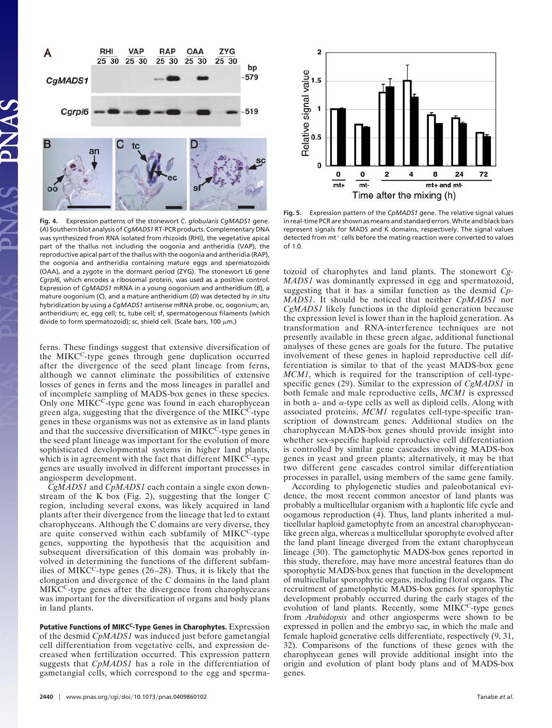**Fig. 4.** Expression patterns of the stonewort *C. globularis CgMADS1* gene. (*A*) Southern blot analysis of *CgMADS1* RT-PCR products. Complementary DNA was synthesized from RNA isolated from rhizoids (RHI), the vegetative apical part of the thallus not including the oogonia and antheridia (VAP), the reproductive apical part of the thallus with the oogonia and antheridia (RAP), the oogonia and antheridia containing mature eggs and spermatozoids (OAA), and a zygote in the dormant period (ZYG). The stonewort L6 gene *Cgrpl6*, which encodes a ribosomal protein, was used as a positive control. Expression of *CgMADS1* mRNA in a young oogonium and antheridium (*B*), a mature oogonium (*C*), and a mature antheridium (*D*) was detected by *in situ* hybridization by using a *CgMADS1* antisense mRNA probe. oc, oogonium; an, antheridium; ec, egg cell; tc, tube cell; sf, spermatogenous filaments (which divide to form spermatozoid); sc, shield cell. (Scale bars, 100 μm.)

**Fig. 5.** Expression pattern of the *CpMADS1* gene. The relative signal values in real-time PCR are shown as means and standard errors. White and black bars represent signals for MADS and K domains, respectively. The signal values detected from mt$^+$ cells before the mating reaction were converted to values of 1.0.

ferns. These findings suggest that extensive diversification of the MIKC$^C$-type genes through gene duplication occurred after the divergence of the seed plant lineage from ferns, although we cannot eliminate the possibilities of extensive losses of genes in ferns and the moss lineages in parallel and of incomplete sampling of MADS-box genes in these species. Only one MIKC$^C$-type gene was found in each charophycean green alga, suggesting that the divergence of the MIKC$^C$-type genes in these organisms was not as extensive as in land plants and that the successive diversification of MIKC$^C$-type genes in the seed plant lineage was important for the evolution of more sophisticated developmental systems in higher land plants, which is in agreement with the fact that different MIKC$^C$-type genes are usually involved in different important processes in angiosperm development.

*CgMADS1* and *CpMADS1* each contain a single exon downstream of the K box (Fig. 2), suggesting that the longer C region, including several exons, was likely acquired in land plants after their divergence from the lineage that led to extant charophyceans. Although the C domains are very diverse, they are quite conserved within each subfamily of MIKC$^C$-type genes, supporting the hypothesis that the acquisition and subsequent diversification of this domain was probably involved in determining the functions of the different subfamilies of MIKC$^C$-type genes (26–28). Thus, it is likely that the elongation and divergence of the C domains in the land plant MIKC$^C$-type genes after the divergence from charophyceans was important for the diversification of organs and body plans in land plants.

**Putative Functions of MIKC$^C$-Type Genes in Charophytes.** Expression of the desmid *CpMADS1* was induced just before gametangial cell differentiation from vegetative cells, and expression decreased when fertilization occurred. This expression pattern suggests that *CpMADS1* has a role in the differentiation of gametangial cells, which correspond to the egg and spermatozoid of charophytes and land plants. The stonewort *CgMADS1* was dominantly expressed in egg and spermatozoid, suggesting that it has a similar function as the desmid *CpMADS1*. It should be noticed that neither *CpMADS1* nor *CgMADS1* likely functions in the diploid generation because the expression level is lower than in the haploid generation. As transformation and RNA-interference techniques are not presently available in these green algae, additional functional analyses of these genes are goals for the future. The putative involvement of these genes in haploid reproductive cell differentiation is similar to that of the yeast MADS-box gene *MCM1*, which is required for the transcription of cell-type-specific genes (29). Similar to the expression of *CgMADS1* in both female and male reproductive cells, *MCM1* is expressed in both a- and α-type cells as well as diploid cells. Along with associated proteins, *MCM1* regulates cell-type-specific transcription of downstream genes. Additional studies on the charophycean MADS-box genes should provide insight into whether sex-specific haploid reproductive cell differentiation is controlled by similar gene cascades involving MADS-box genes in yeast and green plants; alternatively, it may be that two different gene cascades control similar differentiation processes in parallel, using members of the same gene family.

According to phylogenetic studies and paleobotanical evidence, the most recent common ancestor of land plants was probably a multicellular organism with a haplontic life cycle and oogamous reproduction (4). Thus, land plants inherited a multicellular haploid gametophyte from an ancestral charophycean-like green alga, whereas a multicellular sporophyte evolved after the land plant lineage diverged from the extant charophycean lineage (30). The gametophytic MADS-box genes reported in this study, therefore, may have more ancestral features than do sporophytic MADS-box genes that function in the development of multicellular sporophytic organs, including floral organs. The recruitment of gametophytic MADS-box genes for sporophytic development probably occurred during the early stages of the evolution of land plants. Recently, some MIKC$^C$-type genes from *Arabidopsis* and other angiosperms were shown to be expressed in pollen and the embryo sac, in which the male and female haploid generative cells differentiate, respectively (9, 31, 32). Comparisons of the functions of these genes with the charophycean genes will provide additional insight into the origin and evolution of plant body plans and of MADS-box genes.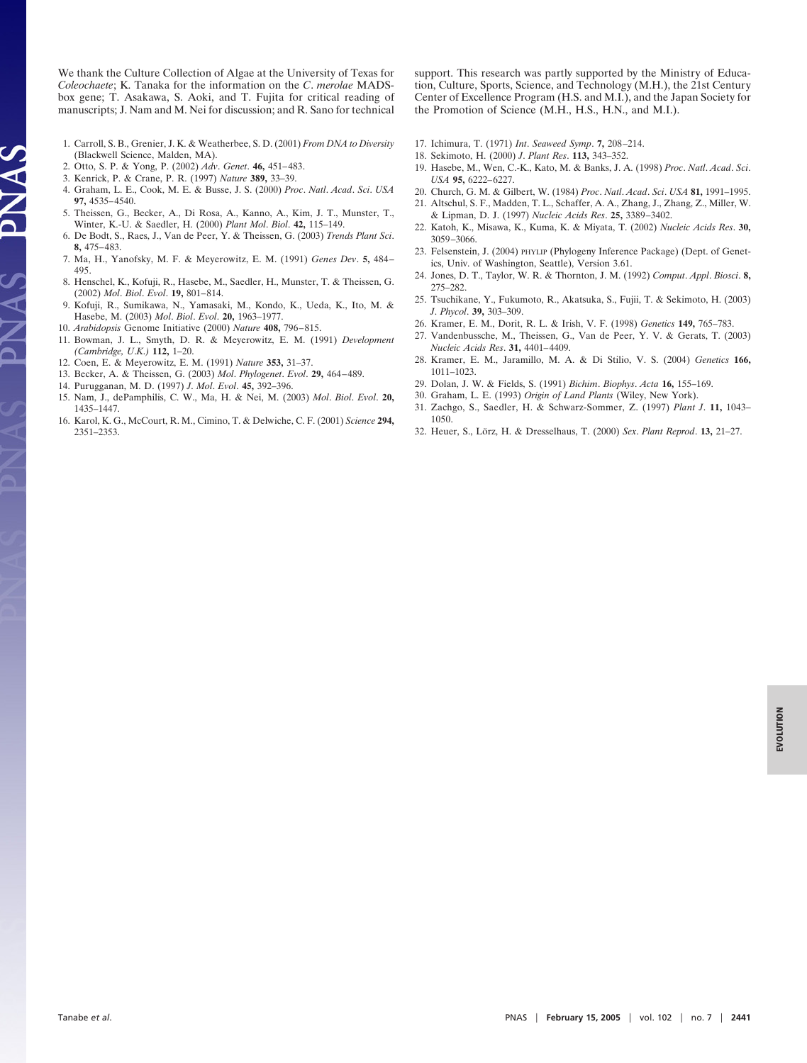We thank the Culture Collection of Algae at the University of Texas for *Coleochaete*; K. Tanaka for the information on the *C. merolae* MADS-box gene; T. Asakawa, S. Aoki, and T. Fujita for critical reading of manuscripts; J. Nam and M. Nei for discussion; and R. Sano for technical support. This research was partly supported by the Ministry of Education, Culture, Sports, Science, and Technology (M.H.), the 21st Century Center of Excellence Program (H.S. and M.I.), and the Japan Society for the Promotion of Science (M.H., H.S., H.N., and M.I.).

1. Carroll, S. B., Grenier, J. K. & Weatherbee, S. D. (2001) *From DNA to Diversity* (Blackwell Science, Malden, MA).
2. Otto, S. P. & Yong, P. (2002) *Adv. Genet.* **46,** 451–483.
3. Kenrick, P. & Crane, P. R. (1997) *Nature* **389,** 33–39.
4. Graham, L. E., Cook, M. E. & Busse, J. S. (2000) *Proc. Natl. Acad. Sci. USA* **97,** 4535–4540.
5. Theissen, G., Becker, A., Di Rosa, A., Kanno, A., Kim, J. T., Munster, T., Winter, K.-U. & Saedler, H. (2000) *Plant Mol. Biol.* **42,** 115–149.
6. De Bodt, S., Raes, J., Van de Peer, Y. & Theissen, G. (2003) *Trends Plant Sci.* **8,** 475–483.
7. Ma, H., Yanofsky, M. F. & Meyerowitz, E. M. (1991) *Genes Dev.* **5,** 484–495.
8. Henschel, K., Kofuji, R., Hasebe, M., Saedler, H., Munster, T. & Theissen, G. (2002) *Mol. Biol. Evol.* **19,** 801–814.
9. Kofuji, R., Sumikawa, N., Yamasaki, M., Kondo, K., Ueda, K., Ito, M. & Hasebe, M. (2003) *Mol. Biol. Evol.* **20,** 1963–1977.
10. *Arabidopsis* Genome Initiative (2000) *Nature* **408,** 796–815.
11. Bowman, J. L., Smyth, D. R. & Meyerowitz, E. M. (1991) *Development (Cambridge, U.K.)* **112,** 1–20.
12. Coen, E. & Meyerowitz, E. M. (1991) *Nature* **353,** 31–37.
13. Becker, A. & Theissen, G. (2003) *Mol. Phylogenet. Evol.* **29,** 464–489.
14. Purugganan, M. D. (1997) *J. Mol. Evol.* **45,** 392–396.
15. Nam, J., dePamphilis, C. W., Ma, H. & Nei, M. (2003) *Mol. Biol. Evol.* **20,** 1435–1447.
16. Karol, K. G., McCourt, R. M., Cimino, T. & Delwiche, C. F. (2001) *Science* **294,** 2351–2353.
17. Ichimura, T. (1971) *Int. Seaweed Symp.* **7,** 208–214.
18. Sekimoto, H. (2000) *J. Plant Res.* **113,** 343–352.
19. Hasebe, M., Wen, C.-K., Kato, M. & Banks, J. A. (1998) *Proc. Natl. Acad. Sci. USA* **95,** 6222–6227.
20. Church, G. M. & Gilbert, W. (1984) *Proc. Natl. Acad. Sci. USA* **81,** 1991–1995.
21. Altschul, S. F., Madden, T. L., Schaffer, A. A., Zhang, J., Zhang, Z., Miller, W. & Lipman, D. J. (1997) *Nucleic Acids Res.* **25,** 3389–3402.
22. Katoh, K., Misawa, K., Kuma, K. & Miyata, T. (2002) *Nucleic Acids Res.* **30,** 3059–3066.
23. Felsenstein, J. (2004) PHYLIP (Phylogeny Inference Package) (Dept. of Genetics, Univ. of Washington, Seattle), Version 3.61.
24. Jones, D. T., Taylor, W. R. & Thornton, J. M. (1992) *Comput. Appl. Biosci.* **8,** 275–282.
25. Tsuchikane, Y., Fukumoto, R., Akatsuka, S., Fujii, T. & Sekimoto, H. (2003) *J. Phycol.* **39,** 303–309.
26. Kramer, E. M., Dorit, R. L. & Irish, V. F. (1998) *Genetics* **149,** 765–783.
27. Vandenbussche, M., Theissen, G., Van de Peer, Y. V. & Gerats, T. (2003) *Nucleic Acids Res.* **31,** 4401–4409.
28. Kramer, E. M., Jaramillo, M. A. & Di Stilio, V. S. (2004) *Genetics* **166,** 1011–1023.
29. Dolan, J. W. & Fields, S. (1991) *Bichim. Biophys. Acta* **16,** 155–169.
30. Graham, L. E. (1993) *Origin of Land Plants* (Wiley, New York).
31. Zachgo, S., Saedler, H. & Schwarz-Sommer, Z. (1997) *Plant J.* **11,** 1043–1050.
32. Heuer, S., Lörz, H. & Dresselhaus, T. (2000) *Sex. Plant Reprod.* **13,** 21–27.